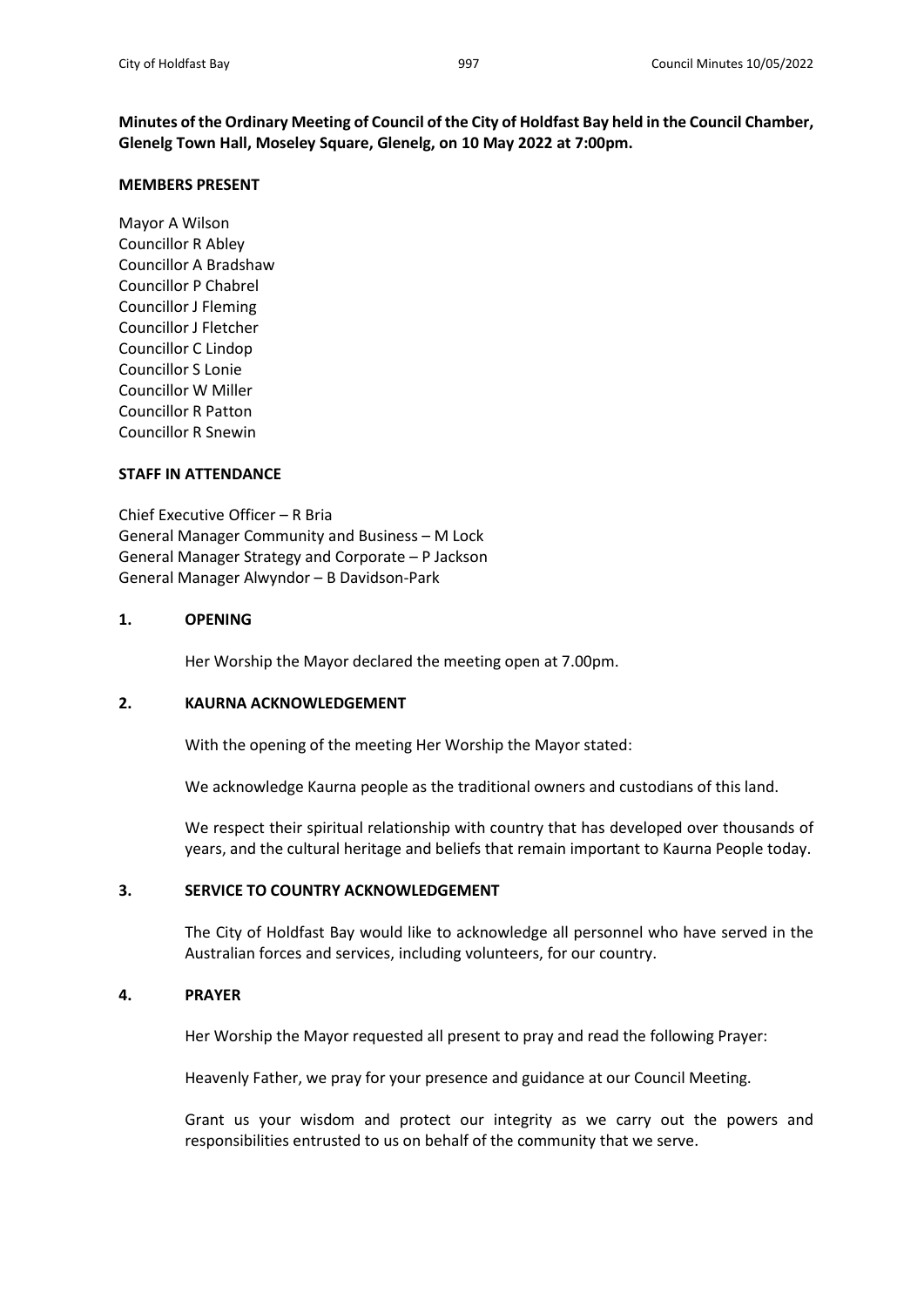**Minutes of the Ordinary Meeting of Council of the City of Holdfast Bay held in the Council Chamber, Glenelg Town Hall, Moseley Square, Glenelg, on 10 May 2022 at 7:00pm.**

**MEMBERS PRESENT**

Mayor A Wilson
Councillor R Abley
Councillor A Bradshaw
Councillor P Chabrel
Councillor J Fleming
Councillor J Fletcher
Councillor C Lindop
Councillor S Lonie
Councillor W Miller
Councillor R Patton
Councillor R Snewin

**STAFF IN ATTENDANCE**

Chief Executive Officer – R Bria
General Manager Community and Business – M Lock
General Manager Strategy and Corporate – P Jackson
General Manager Alwyndor – B Davidson-Park

**1. OPENING**

Her Worship the Mayor declared the meeting open at 7.00pm.

**2. KAURNA ACKNOWLEDGEMENT**

With the opening of the meeting Her Worship the Mayor stated:

We acknowledge Kaurna people as the traditional owners and custodians of this land.

We respect their spiritual relationship with country that has developed over thousands of years, and the cultural heritage and beliefs that remain important to Kaurna People today.

**3. SERVICE TO COUNTRY ACKNOWLEDGEMENT**

The City of Holdfast Bay would like to acknowledge all personnel who have served in the Australian forces and services, including volunteers, for our country.

**4. PRAYER**

Her Worship the Mayor requested all present to pray and read the following Prayer:

Heavenly Father, we pray for your presence and guidance at our Council Meeting.

Grant us your wisdom and protect our integrity as we carry out the powers and responsibilities entrusted to us on behalf of the community that we serve.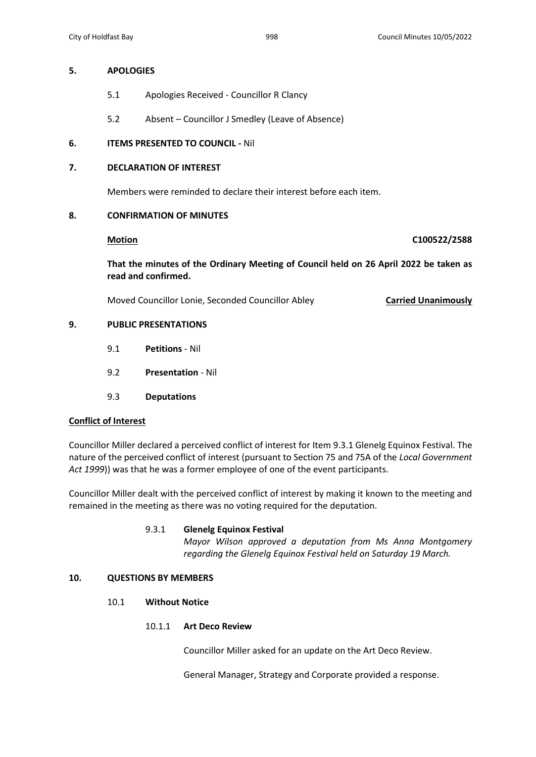## 5. APOLOGIES

5.1 Apologies Received - Councillor R Clancy

5.2 Absent – Councillor J Smedley (Leave of Absence)

## 6. ITEMS PRESENTED TO COUNCIL - Nil

## 7. DECLARATION OF INTEREST

Members were reminded to declare their interest before each item.

## 8. CONFIRMATION OF MINUTES

**Motion** **C100522/2588**

**That the minutes of the Ordinary Meeting of Council held on 26 April 2022 be taken as read and confirmed.**

Moved Councillor Lonie, Seconded Councillor Abley **Carried Unanimously**

## 9. PUBLIC PRESENTATIONS

9.1 **Petitions** - Nil

9.2 **Presentation** - Nil

9.3 **Deputations**

**Conflict of Interest**

Councillor Miller declared a perceived conflict of interest for Item 9.3.1 Glenelg Equinox Festival. The nature of the perceived conflict of interest (pursuant to Section 75 and 75A of the *Local Government Act 1999*)) was that he was a former employee of one of the event participants.

Councillor Miller dealt with the perceived conflict of interest by making it known to the meeting and remained in the meeting as there was no voting required for the deputation.

9.3.1 **Glenelg Equinox Festival**
*Mayor Wilson approved a deputation from Ms Anna Montgomery regarding the Glenelg Equinox Festival held on Saturday 19 March.*

## 10. QUESTIONS BY MEMBERS

10.1 **Without Notice**

10.1.1 **Art Deco Review**

Councillor Miller asked for an update on the Art Deco Review.

General Manager, Strategy and Corporate provided a response.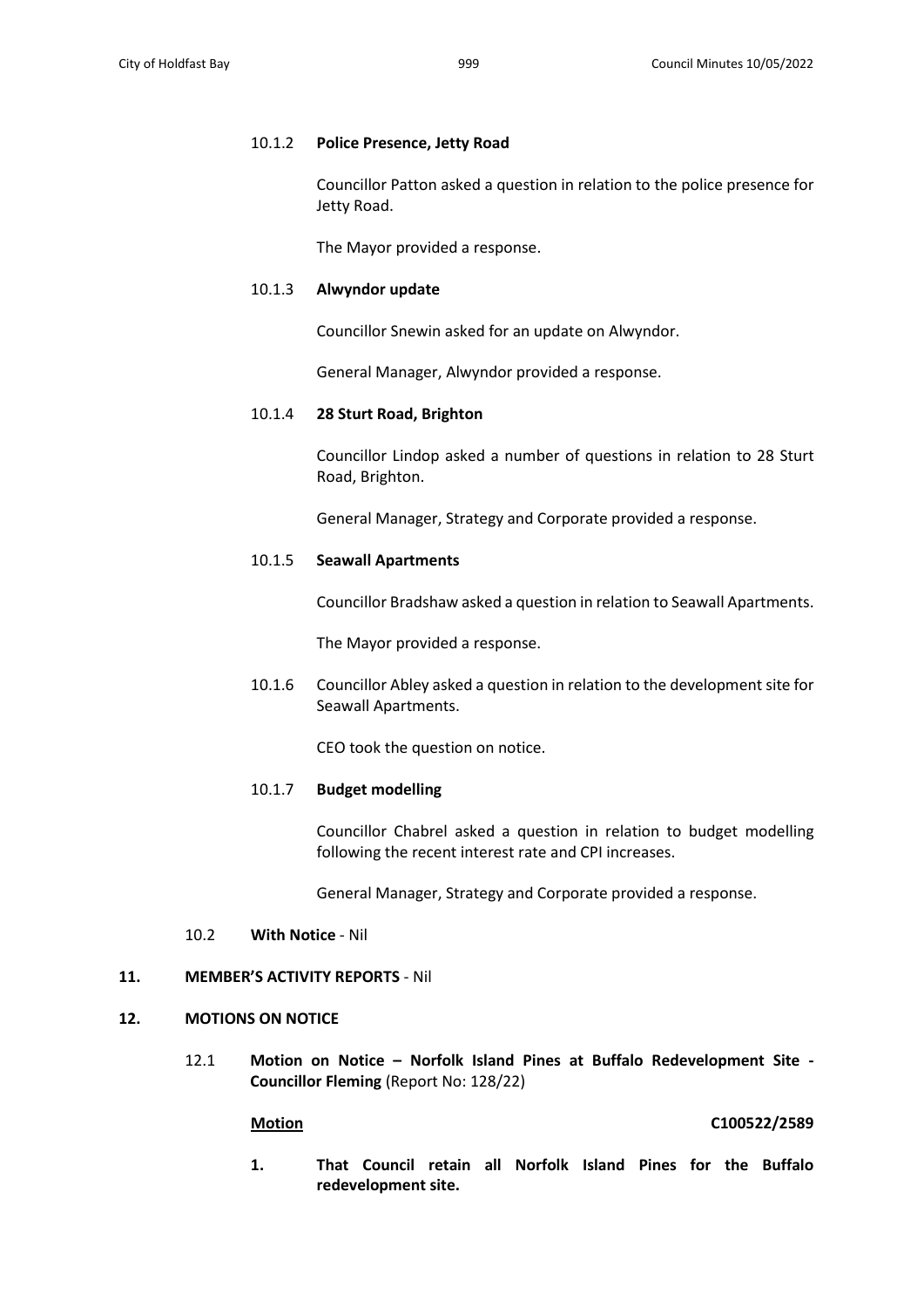10.1.2 **Police Presence, Jetty Road**

Councillor Patton asked a question in relation to the police presence for Jetty Road.

The Mayor provided a response.

10.1.3 **Alwyndor update**

Councillor Snewin asked for an update on Alwyndor.

General Manager, Alwyndor provided a response.

10.1.4 **28 Sturt Road, Brighton**

Councillor Lindop asked a number of questions in relation to 28 Sturt Road, Brighton.

General Manager, Strategy and Corporate provided a response.

10.1.5 **Seawall Apartments**

Councillor Bradshaw asked a question in relation to Seawall Apartments.

The Mayor provided a response.

10.1.6 Councillor Abley asked a question in relation to the development site for Seawall Apartments.

CEO took the question on notice.

10.1.7 **Budget modelling**

Councillor Chabrel asked a question in relation to budget modelling following the recent interest rate and CPI increases.

General Manager, Strategy and Corporate provided a response.

10.2 **With Notice** - Nil

## 11. MEMBER'S ACTIVITY REPORTS - Nil

## 12. MOTIONS ON NOTICE

12.1 **Motion on Notice – Norfolk Island Pines at Buffalo Redevelopment Site - Councillor Fleming** (Report No: 128/22)

**Motion** **C100522/2589**

**1. That Council retain all Norfolk Island Pines for the Buffalo redevelopment site.**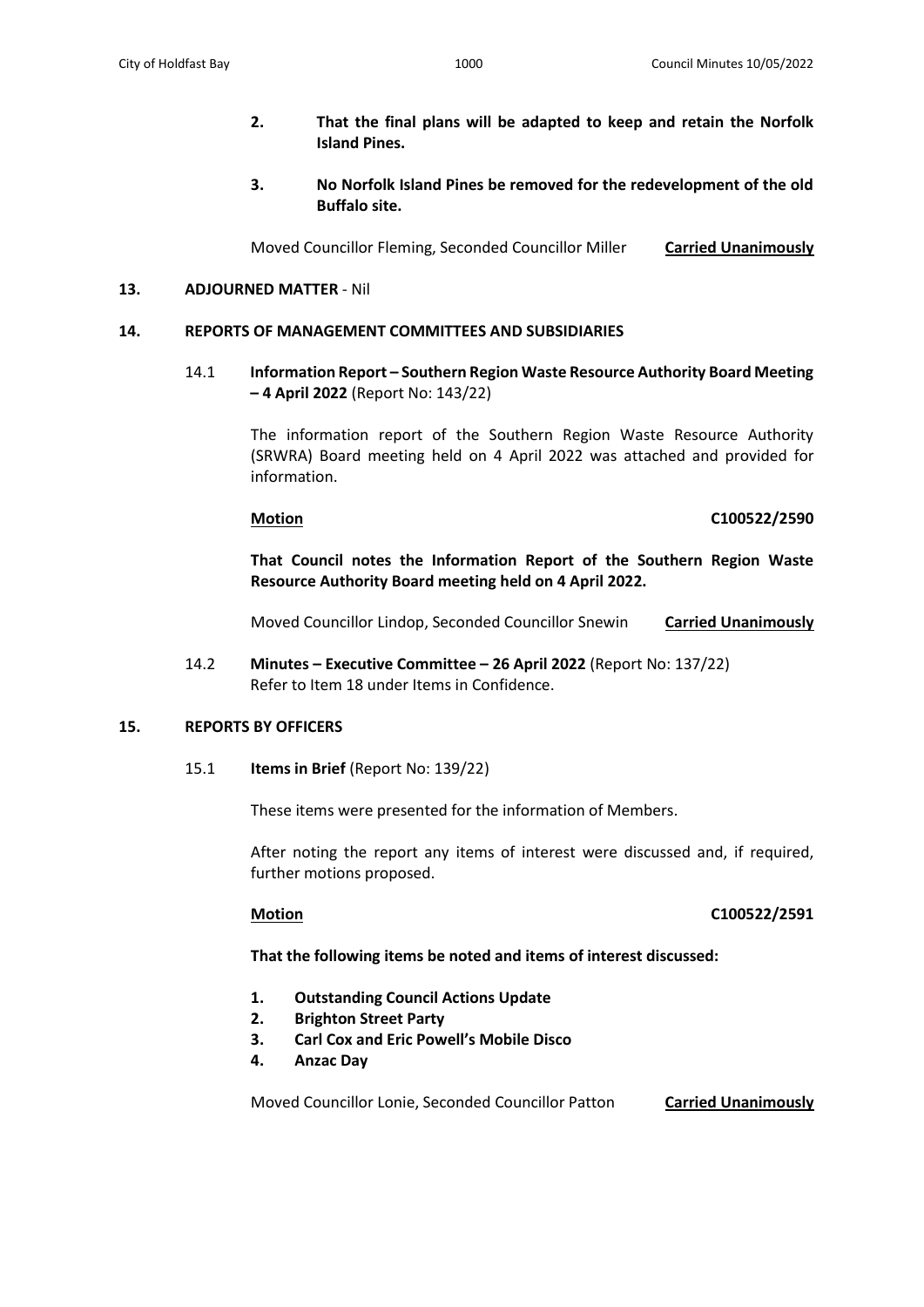2. **That the final plans will be adapted to keep and retain the Norfolk Island Pines.**

3. **No Norfolk Island Pines be removed for the redevelopment of the old Buffalo site.**

Moved Councillor Fleming, Seconded Councillor Miller **Carried Unanimously**

## 13. ADJOURNED MATTER - Nil

## 14. REPORTS OF MANAGEMENT COMMITTEES AND SUBSIDIARIES

### 14.1 Information Report – Southern Region Waste Resource Authority Board Meeting – 4 April 2022 (Report No: 143/22)

The information report of the Southern Region Waste Resource Authority (SRWRA) Board meeting held on 4 April 2022 was attached and provided for information.

**Motion** **C100522/2590**

**That Council notes the Information Report of the Southern Region Waste Resource Authority Board meeting held on 4 April 2022.**

Moved Councillor Lindop, Seconded Councillor Snewin **Carried Unanimously**

### 14.2 Minutes – Executive Committee – 26 April 2022 (Report No: 137/22)

Refer to Item 18 under Items in Confidence.

## 15. REPORTS BY OFFICERS

### 15.1 Items in Brief (Report No: 139/22)

These items were presented for the information of Members.

After noting the report any items of interest were discussed and, if required, further motions proposed.

**Motion** **C100522/2591**

**That the following items be noted and items of interest discussed:**

1. **Outstanding Council Actions Update**
2. **Brighton Street Party**
3. **Carl Cox and Eric Powell's Mobile Disco**
4. **Anzac Day**

Moved Councillor Lonie, Seconded Councillor Patton **Carried Unanimously**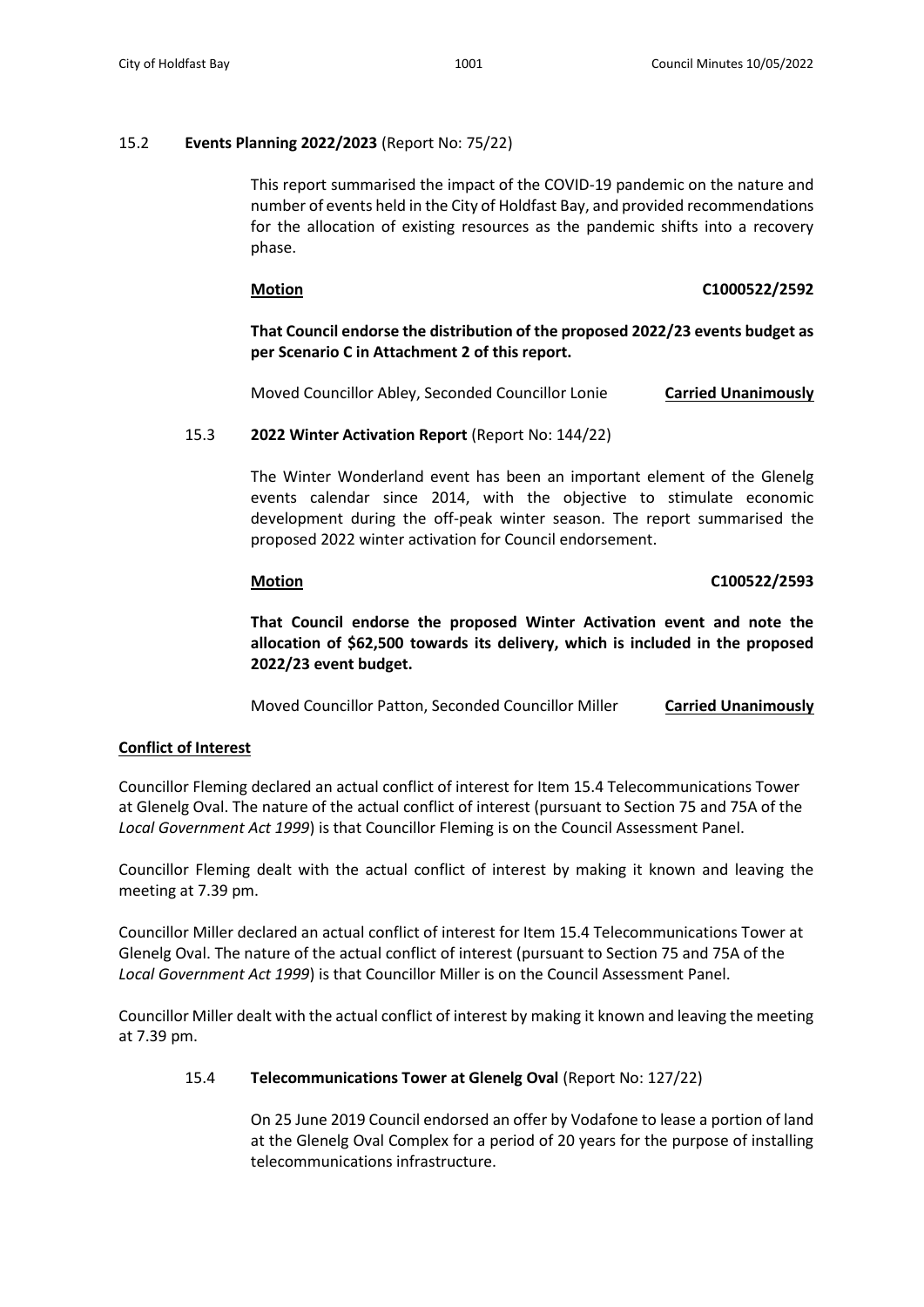15.2 **Events Planning 2022/2023** (Report No: 75/22)

This report summarised the impact of the COVID-19 pandemic on the nature and number of events held in the City of Holdfast Bay, and provided recommendations for the allocation of existing resources as the pandemic shifts into a recovery phase.

**Motion** **C1000522/2592**

**That Council endorse the distribution of the proposed 2022/23 events budget as per Scenario C in Attachment 2 of this report.**

Moved Councillor Abley, Seconded Councillor Lonie **Carried Unanimously**

15.3 **2022 Winter Activation Report** (Report No: 144/22)

The Winter Wonderland event has been an important element of the Glenelg events calendar since 2014, with the objective to stimulate economic development during the off-peak winter season. The report summarised the proposed 2022 winter activation for Council endorsement.

**Motion** **C100522/2593**

**That Council endorse the proposed Winter Activation event and note the allocation of $62,500 towards its delivery, which is included in the proposed 2022/23 event budget.**

Moved Councillor Patton, Seconded Councillor Miller **Carried Unanimously**

**Conflict of Interest**

Councillor Fleming declared an actual conflict of interest for Item 15.4 Telecommunications Tower at Glenelg Oval. The nature of the actual conflict of interest (pursuant to Section 75 and 75A of the *Local Government Act 1999*) is that Councillor Fleming is on the Council Assessment Panel.

Councillor Fleming dealt with the actual conflict of interest by making it known and leaving the meeting at 7.39 pm.

Councillor Miller declared an actual conflict of interest for Item 15.4 Telecommunications Tower at Glenelg Oval. The nature of the actual conflict of interest (pursuant to Section 75 and 75A of the *Local Government Act 1999*) is that Councillor Miller is on the Council Assessment Panel.

Councillor Miller dealt with the actual conflict of interest by making it known and leaving the meeting at 7.39 pm.

15.4 **Telecommunications Tower at Glenelg Oval** (Report No: 127/22)

On 25 June 2019 Council endorsed an offer by Vodafone to lease a portion of land at the Glenelg Oval Complex for a period of 20 years for the purpose of installing telecommunications infrastructure.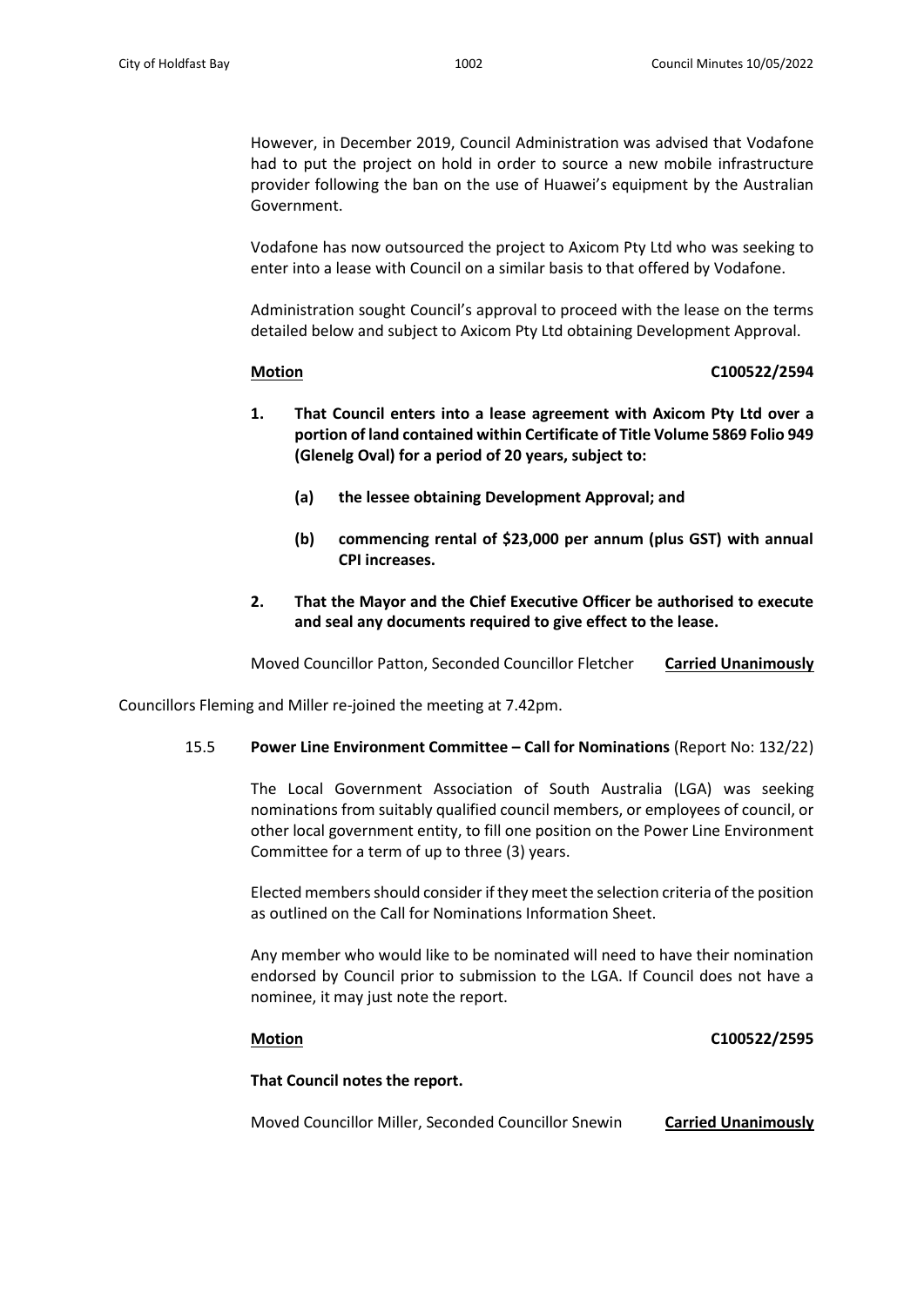However, in December 2019, Council Administration was advised that Vodafone had to put the project on hold in order to source a new mobile infrastructure provider following the ban on the use of Huawei's equipment by the Australian Government.

Vodafone has now outsourced the project to Axicom Pty Ltd who was seeking to enter into a lease with Council on a similar basis to that offered by Vodafone.

Administration sought Council's approval to proceed with the lease on the terms detailed below and subject to Axicom Pty Ltd obtaining Development Approval.

**Motion** **C100522/2594**

**1. That Council enters into a lease agreement with Axicom Pty Ltd over a portion of land contained within Certificate of Title Volume 5869 Folio 949 (Glenelg Oval) for a period of 20 years, subject to:**

**(a) the lessee obtaining Development Approval; and**

**(b) commencing rental of $23,000 per annum (plus GST) with annual CPI increases.**

**2. That the Mayor and the Chief Executive Officer be authorised to execute and seal any documents required to give effect to the lease.**

Moved Councillor Patton, Seconded Councillor Fletcher **Carried Unanimously**

Councillors Fleming and Miller re-joined the meeting at 7.42pm.

15.5 **Power Line Environment Committee – Call for Nominations** (Report No: 132/22)

The Local Government Association of South Australia (LGA) was seeking nominations from suitably qualified council members, or employees of council, or other local government entity, to fill one position on the Power Line Environment Committee for a term of up to three (3) years.

Elected members should consider if they meet the selection criteria of the position as outlined on the Call for Nominations Information Sheet.

Any member who would like to be nominated will need to have their nomination endorsed by Council prior to submission to the LGA. If Council does not have a nominee, it may just note the report.

**Motion** **C100522/2595**

**That Council notes the report.**

Moved Councillor Miller, Seconded Councillor Snewin **Carried Unanimously**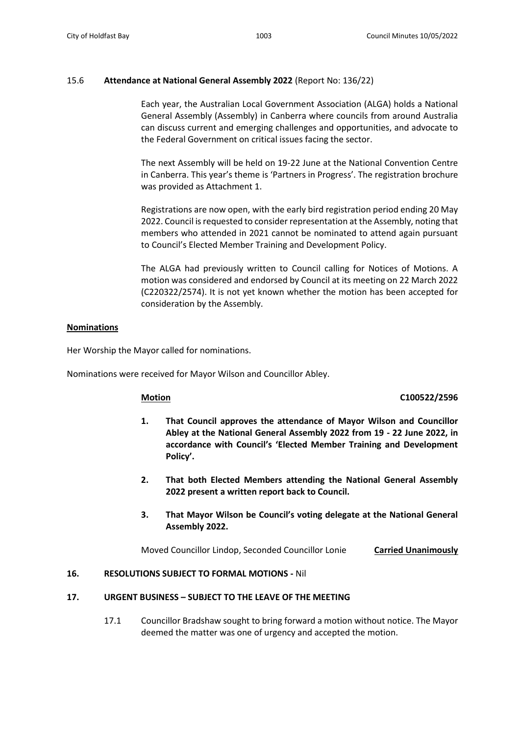### 15.6 **Attendance at National General Assembly 2022** (Report No: 136/22)

Each year, the Australian Local Government Association (ALGA) holds a National General Assembly (Assembly) in Canberra where councils from around Australia can discuss current and emerging challenges and opportunities, and advocate to the Federal Government on critical issues facing the sector.

The next Assembly will be held on 19-22 June at the National Convention Centre in Canberra. This year's theme is 'Partners in Progress'. The registration brochure was provided as Attachment 1.

Registrations are now open, with the early bird registration period ending 20 May 2022. Council is requested to consider representation at the Assembly, noting that members who attended in 2021 cannot be nominated to attend again pursuant to Council's Elected Member Training and Development Policy.

The ALGA had previously written to Council calling for Notices of Motions. A motion was considered and endorsed by Council at its meeting on 22 March 2022 (C220322/2574). It is not yet known whether the motion has been accepted for consideration by the Assembly.

**Nominations**

Her Worship the Mayor called for nominations.

Nominations were received for Mayor Wilson and Councillor Abley.

**Motion** **C100522/2596**

1. **That Council approves the attendance of Mayor Wilson and Councillor Abley at the National General Assembly 2022 from 19 - 22 June 2022, in accordance with Council's 'Elected Member Training and Development Policy'.**
2. **That both Elected Members attending the National General Assembly 2022 present a written report back to Council.**
3. **That Mayor Wilson be Council's voting delegate at the National General Assembly 2022.**

Moved Councillor Lindop, Seconded Councillor Lonie **Carried Unanimously**

## 16. RESOLUTIONS SUBJECT TO FORMAL MOTIONS - Nil

## 17. URGENT BUSINESS – SUBJECT TO THE LEAVE OF THE MEETING

17.1 Councillor Bradshaw sought to bring forward a motion without notice. The Mayor deemed the matter was one of urgency and accepted the motion.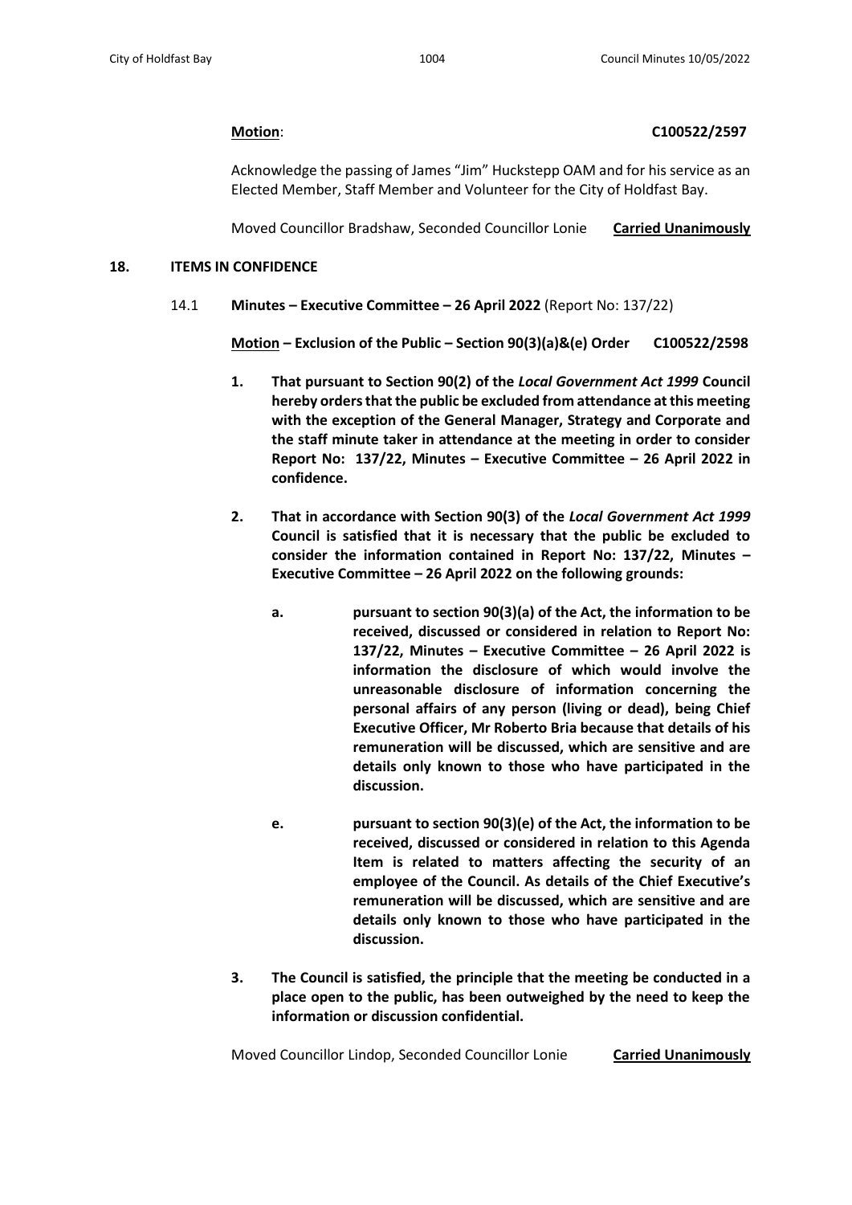**Motion**: **C100522/2597**

Acknowledge the passing of James "Jim" Huckstepp OAM and for his service as an Elected Member, Staff Member and Volunteer for the City of Holdfast Bay.

Moved Councillor Bradshaw, Seconded Councillor Lonie **<u>Carried Unanimously</u>**

## 18. ITEMS IN CONFIDENCE

14.1 **Minutes – Executive Committee – 26 April 2022** (Report No: 137/22)

**<u>Motion</u> – Exclusion of the Public – Section 90(3)(a)&(e) Order C100522/2598**

1. **That pursuant to Section 90(2) of the *Local Government Act 1999* Council hereby orders that the public be excluded from attendance at this meeting with the exception of the General Manager, Strategy and Corporate and the staff minute taker in attendance at the meeting in order to consider Report No: 137/22, Minutes – Executive Committee – 26 April 2022 in confidence.**

2. **That in accordance with Section 90(3) of the *Local Government Act 1999* Council is satisfied that it is necessary that the public be excluded to consider the information contained in Report No: 137/22, Minutes – Executive Committee – 26 April 2022 on the following grounds:**

   a. **pursuant to section 90(3)(a) of the Act, the information to be received, discussed or considered in relation to Report No: 137/22, Minutes – Executive Committee – 26 April 2022 is information the disclosure of which would involve the unreasonable disclosure of information concerning the personal affairs of any person (living or dead), being Chief Executive Officer, Mr Roberto Bria because that details of his remuneration will be discussed, which are sensitive and are details only known to those who have participated in the discussion.**

   e. **pursuant to section 90(3)(e) of the Act, the information to be received, discussed or considered in relation to this Agenda Item is related to matters affecting the security of an employee of the Council. As details of the Chief Executive's remuneration will be discussed, which are sensitive and are details only known to those who have participated in the discussion.**

3. **The Council is satisfied, the principle that the meeting be conducted in a place open to the public, has been outweighed by the need to keep the information or discussion confidential.**

Moved Councillor Lindop, Seconded Councillor Lonie **<u>Carried Unanimously</u>**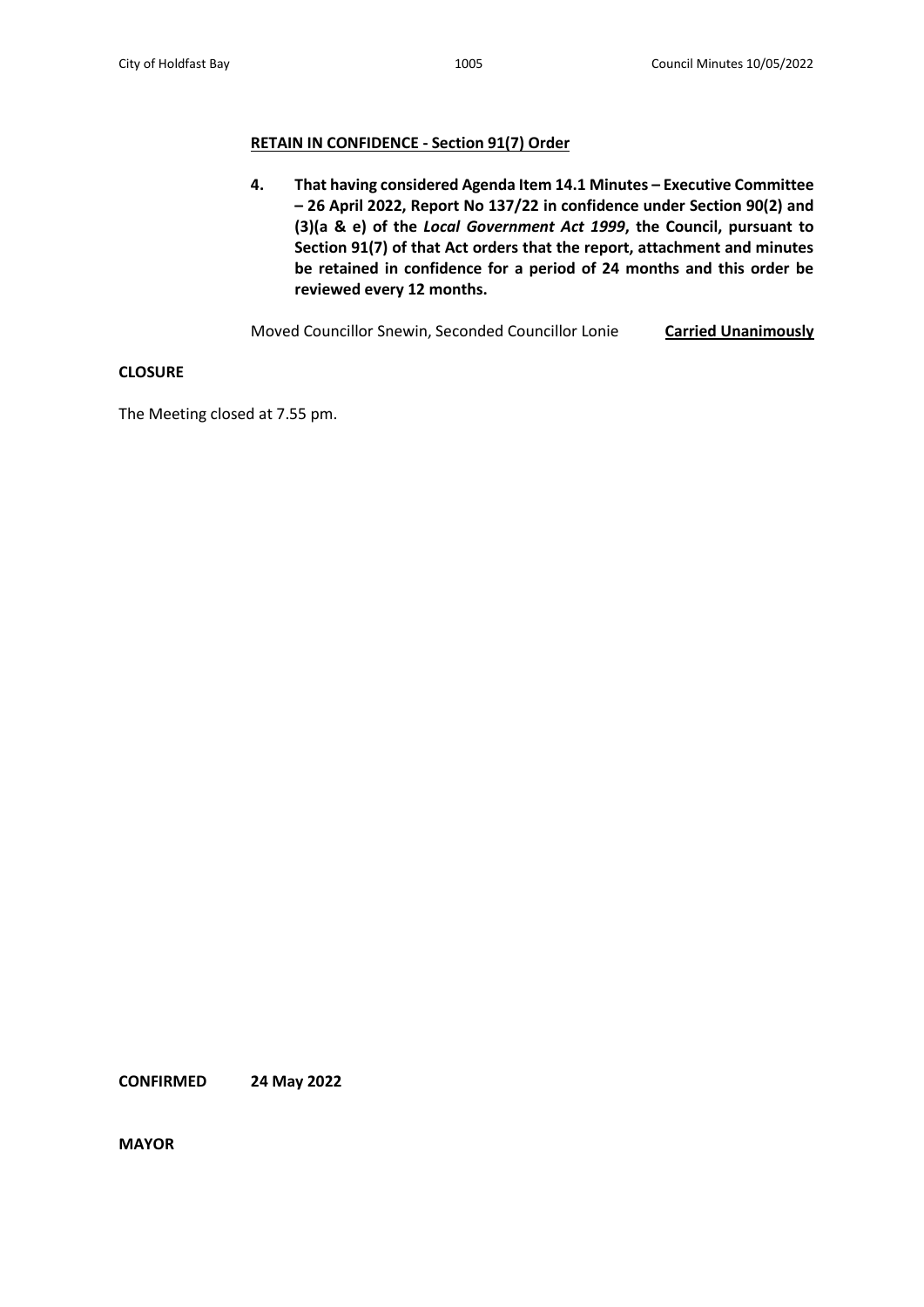**RETAIN IN CONFIDENCE - Section 91(7) Order**

**4. That having considered Agenda Item 14.1 Minutes – Executive Committee – 26 April 2022, Report No 137/22 in confidence under Section 90(2) and (3)(a & e) of the *Local Government Act 1999*, the Council, pursuant to Section 91(7) of that Act orders that the report, attachment and minutes be retained in confidence for a period of 24 months and this order be reviewed every 12 months.**

Moved Councillor Snewin, Seconded Councillor Lonie **Carried Unanimously**

**CLOSURE**

The Meeting closed at 7.55 pm.

**CONFIRMED 24 May 2022**

**MAYOR**